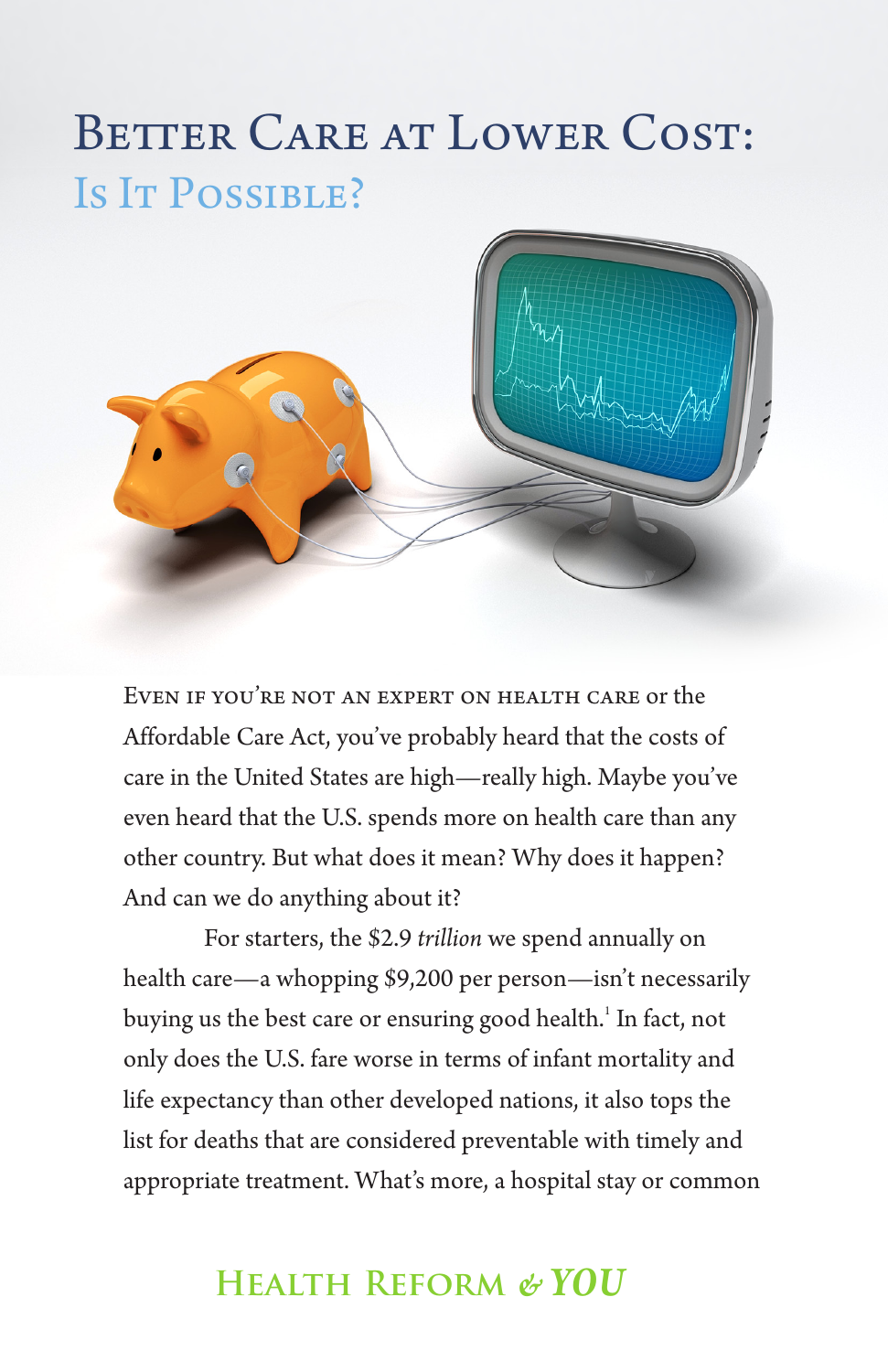# Better Care at Lower Cost:
## Is It Possible?

Even if you're not an expert on health care or the Affordable Care Act, you've probably heard that the costs of care in the United States are high—really high. Maybe you've even heard that the U.S. spends more on health care than any other country. But what does it mean? Why does it happen? And can we do anything about it?

For starters, the $2.9 *trillion* we spend annually on health care—a whopping $9,200 per person—isn't necessarily buying us the best care or ensuring good health.[1] In fact, not only does the U.S. fare worse in terms of infant mortality and life expectancy than other developed nations, it also tops the list for deaths that are considered preventable with timely and appropriate treatment. What's more, a hospital stay or common

Health Reform & *YOU*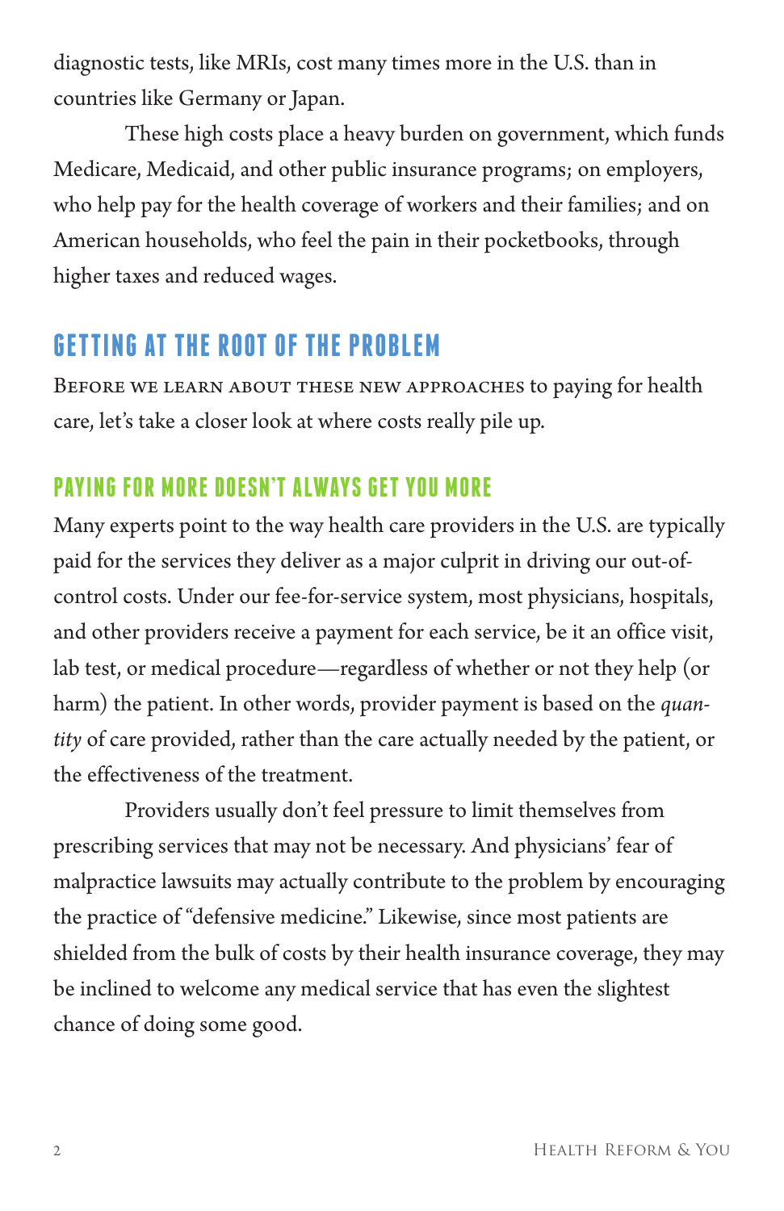diagnostic tests, like MRIs, cost many times more in the U.S. than in countries like Germany or Japan.

These high costs place a heavy burden on government, which funds Medicare, Medicaid, and other public insurance programs; on employers, who help pay for the health coverage of workers and their families; and on American households, who feel the pain in their pocketbooks, through higher taxes and reduced wages.

## GETTING AT THE ROOT OF THE PROBLEM

Before we learn about these new approaches to paying for health care, let's take a closer look at where costs really pile up.

### PAYING FOR MORE DOESN'T ALWAYS GET YOU MORE

Many experts point to the way health care providers in the U.S. are typically paid for the services they deliver as a major culprit in driving our out-of-control costs. Under our fee-for-service system, most physicians, hospitals, and other providers receive a payment for each service, be it an office visit, lab test, or medical procedure—regardless of whether or not they help (or harm) the patient. In other words, provider payment is based on the *quantity* of care provided, rather than the care actually needed by the patient, or the effectiveness of the treatment.

Providers usually don't feel pressure to limit themselves from prescribing services that may not be necessary. And physicians' fear of malpractice lawsuits may actually contribute to the problem by encouraging the practice of "defensive medicine." Likewise, since most patients are shielded from the bulk of costs by their health insurance coverage, they may be inclined to welcome any medical service that has even the slightest chance of doing some good.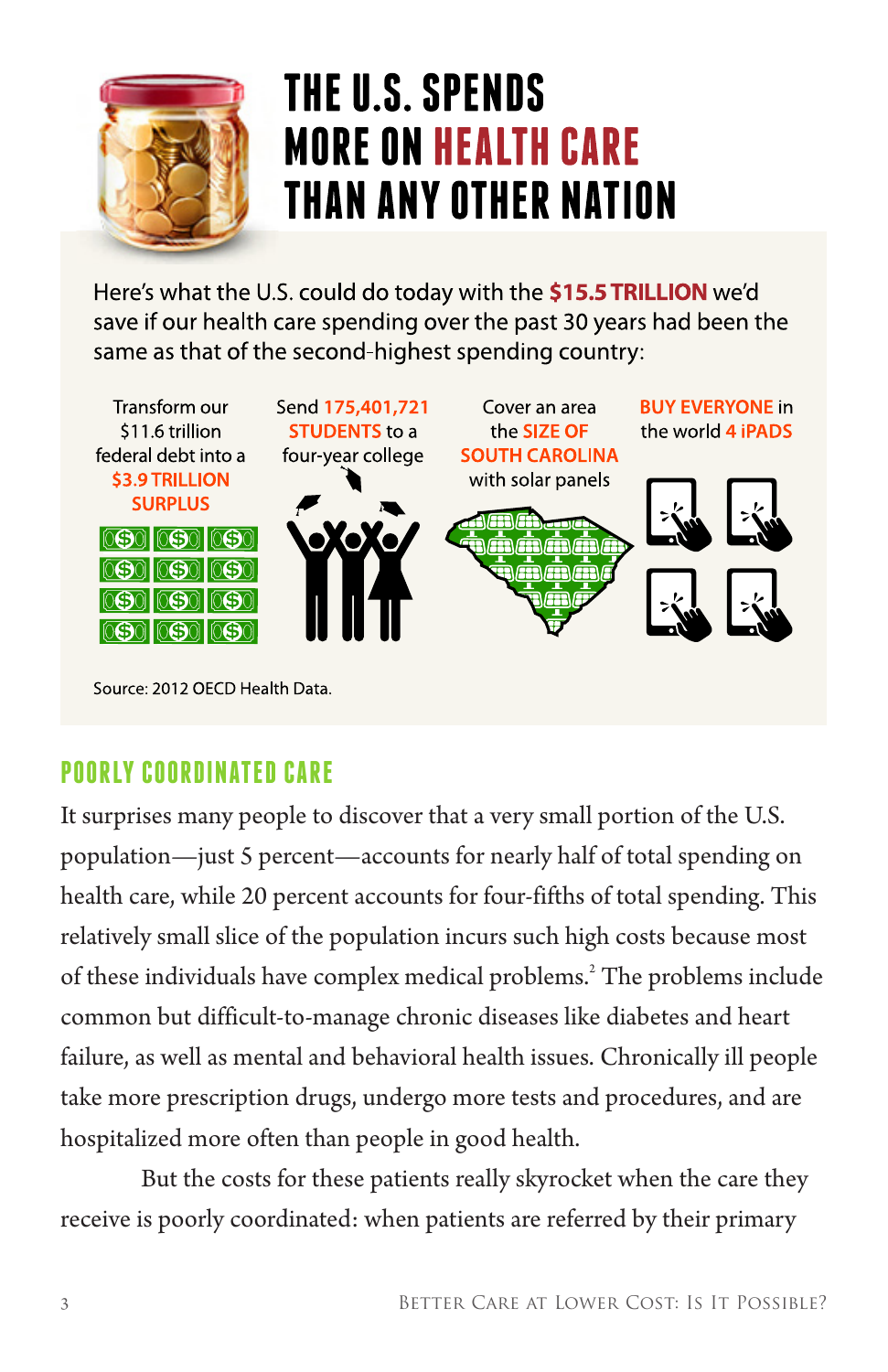# THE U.S. SPENDS MORE ON HEALTH CARE THAN ANY OTHER NATION

Here's what the U.S. could do today with the **$15.5 TRILLION** we'd save if our health care spending over the past 30 years had been the same as that of the second-highest spending country:

- Transform our $11.6 trillion federal debt into a **$3.9 TRILLION SURPLUS**
- Send **175,401,721 STUDENTS** to a four-year college
- Cover an area the **SIZE OF SOUTH CAROLINA** with solar panels
- **BUY EVERYONE** in the world **4 iPADS**

Source: 2012 OECD Health Data.

## POORLY COORDINATED CARE

It surprises many people to discover that a very small portion of the U.S. population—just 5 percent—accounts for nearly half of total spending on health care, while 20 percent accounts for four-fifths of total spending. This relatively small slice of the population incurs such high costs because most of these individuals have complex medical problems.[2] The problems include common but difficult-to-manage chronic diseases like diabetes and heart failure, as well as mental and behavioral health issues. Chronically ill people take more prescription drugs, undergo more tests and procedures, and are hospitalized more often than people in good health.

But the costs for these patients really skyrocket when the care they receive is poorly coordinated: when patients are referred by their primary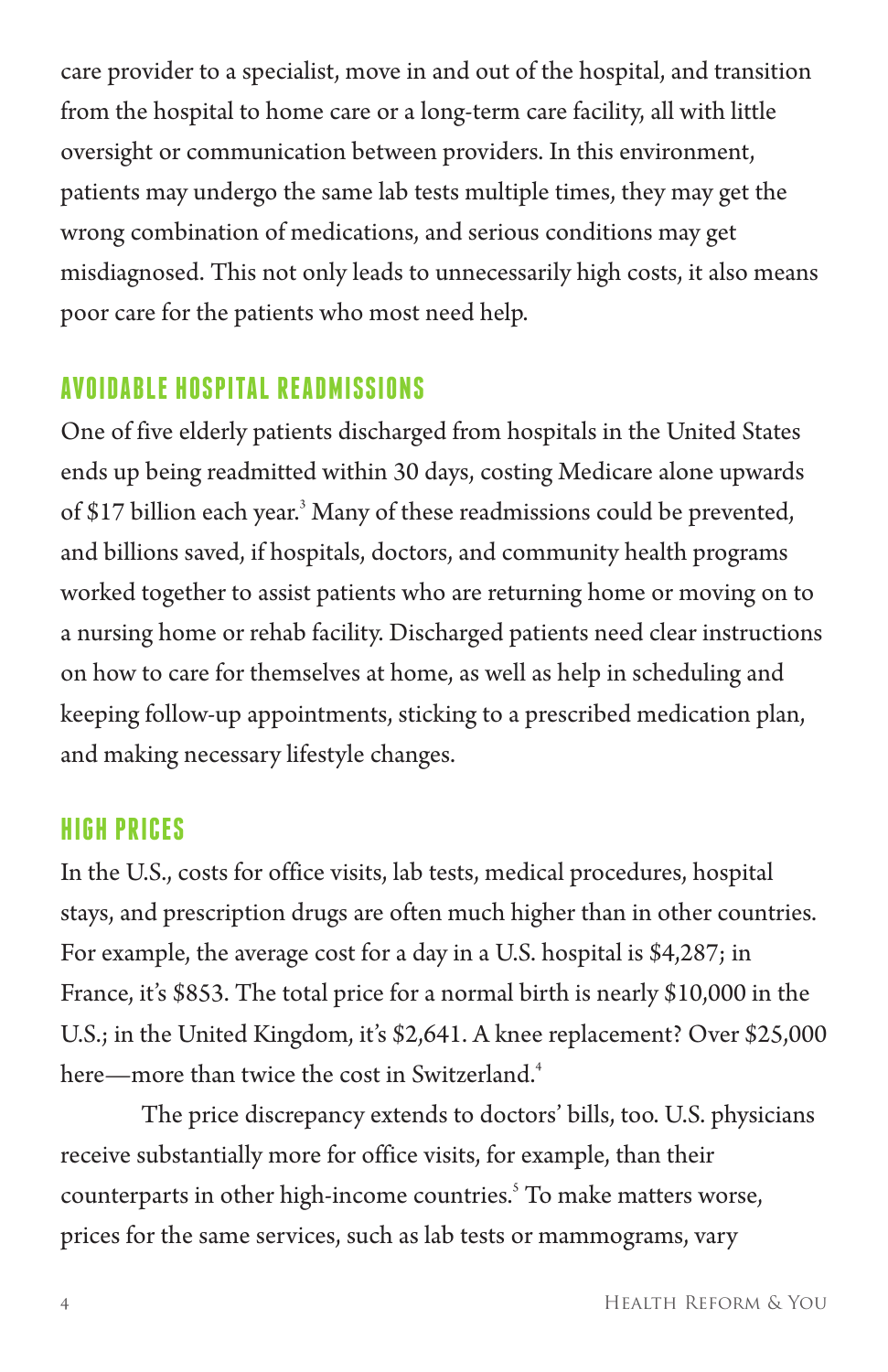care provider to a specialist, move in and out of the hospital, and transition from the hospital to home care or a long-term care facility, all with little oversight or communication between providers. In this environment, patients may undergo the same lab tests multiple times, they may get the wrong combination of medications, and serious conditions may get misdiagnosed. This not only leads to unnecessarily high costs, it also means poor care for the patients who most need help.

## AVOIDABLE HOSPITAL READMISSIONS

One of five elderly patients discharged from hospitals in the United States ends up being readmitted within 30 days, costing Medicare alone upwards of $17 billion each year.[3] Many of these readmissions could be prevented, and billions saved, if hospitals, doctors, and community health programs worked together to assist patients who are returning home or moving on to a nursing home or rehab facility. Discharged patients need clear instructions on how to care for themselves at home, as well as help in scheduling and keeping follow-up appointments, sticking to a prescribed medication plan, and making necessary lifestyle changes.

## HIGH PRICES

In the U.S., costs for office visits, lab tests, medical procedures, hospital stays, and prescription drugs are often much higher than in other countries. For example, the average cost for a day in a U.S. hospital is $4,287; in France, it's $853. The total price for a normal birth is nearly $10,000 in the U.S.; in the United Kingdom, it's $2,641. A knee replacement? Over $25,000 here—more than twice the cost in Switzerland.[4]

The price discrepancy extends to doctors' bills, too. U.S. physicians receive substantially more for office visits, for example, than their counterparts in other high-income countries.[5] To make matters worse, prices for the same services, such as lab tests or mammograms, vary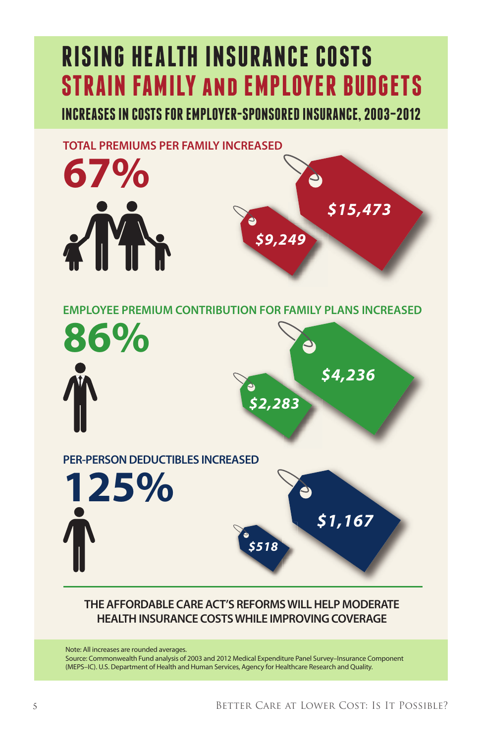# RISING HEALTH INSURANCE COSTS STRAIN FAMILY AND EMPLOYER BUDGETS

## INCREASES IN COSTS FOR EMPLOYER-SPONSORED INSURANCE, 2003–2012

**TOTAL PREMIUMS PER FAMILY INCREASED**

**67%**

$9,249

$15,473

**EMPLOYEE PREMIUM CONTRIBUTION FOR FAMILY PLANS INCREASED**

**86%**

$2,283

$4,236

**PER-PERSON DEDUCTIBLES INCREASED**

**125%**

$518

$1,167

**THE AFFORDABLE CARE ACT'S REFORMS WILL HELP MODERATE HEALTH INSURANCE COSTS WHILE IMPROVING COVERAGE**

Note: All increases are rounded averages.
Source: Commonwealth Fund analysis of 2003 and 2012 Medical Expenditure Panel Survey–Insurance Component (MEPS–IC). U.S. Department of Health and Human Services, Agency for Healthcare Research and Quality.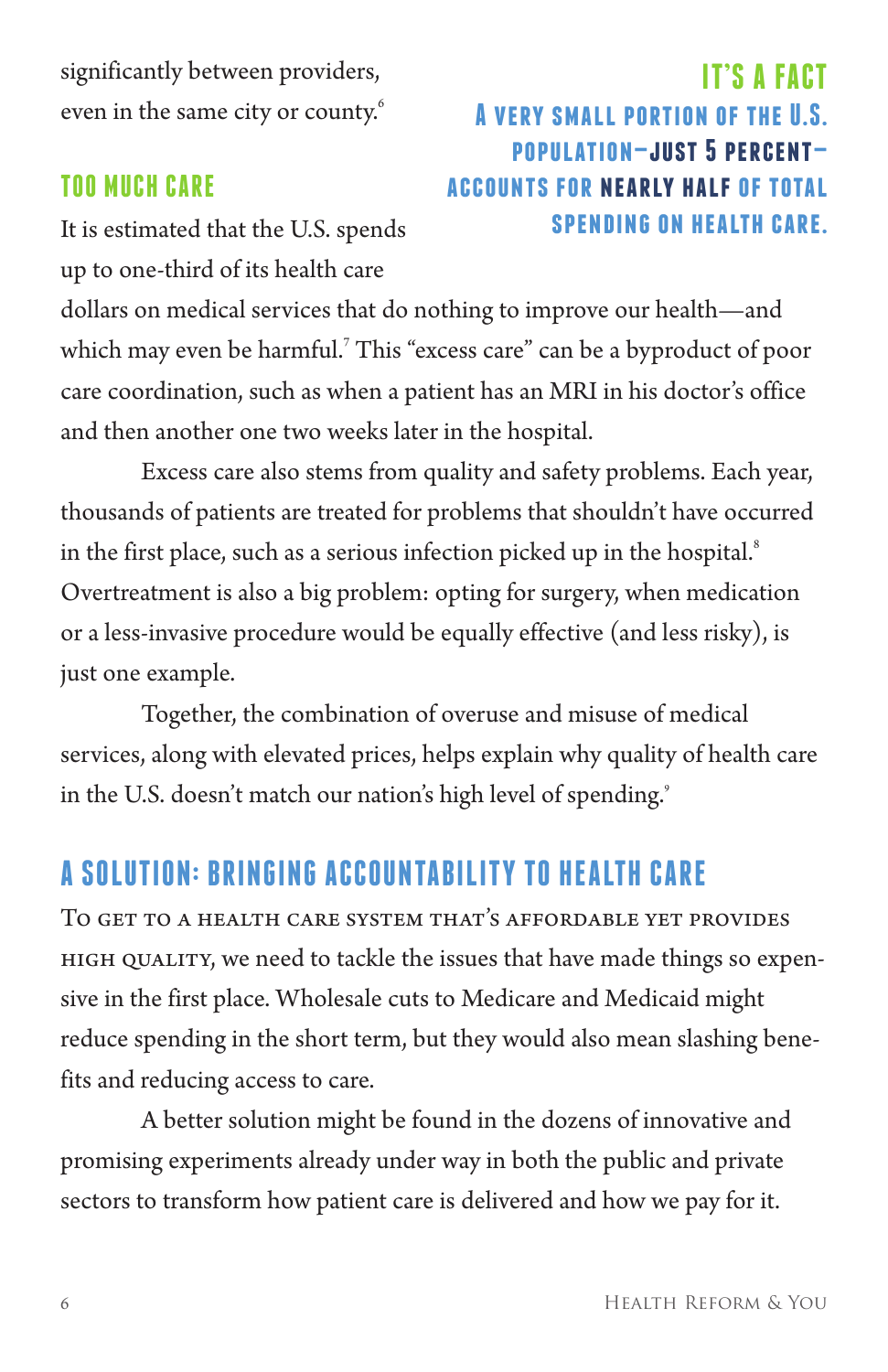significantly between providers, even in the same city or county.[6]

## IT'S A FACT

**A very small portion of the U.S. population—just 5 percent—accounts for nearly half of total spending on health care.**

### TOO MUCH CARE

It is estimated that the U.S. spends up to one-third of its health care dollars on medical services that do nothing to improve our health—and which may even be harmful.[7] This "excess care" can be a byproduct of poor care coordination, such as when a patient has an MRI in his doctor's office and then another one two weeks later in the hospital.

Excess care also stems from quality and safety problems. Each year, thousands of patients are treated for problems that shouldn't have occurred in the first place, such as a serious infection picked up in the hospital.[8] Overtreatment is also a big problem: opting for surgery, when medication or a less-invasive procedure would be equally effective (and less risky), is just one example.

Together, the combination of overuse and misuse of medical services, along with elevated prices, helps explain why quality of health care in the U.S. doesn't match our nation's high level of spending.[9]

## A SOLUTION: BRINGING ACCOUNTABILITY TO HEALTH CARE

To get to a health care system that's affordable yet provides high quality, we need to tackle the issues that have made things so expensive in the first place. Wholesale cuts to Medicare and Medicaid might reduce spending in the short term, but they would also mean slashing benefits and reducing access to care.

A better solution might be found in the dozens of innovative and promising experiments already under way in both the public and private sectors to transform how patient care is delivered and how we pay for it.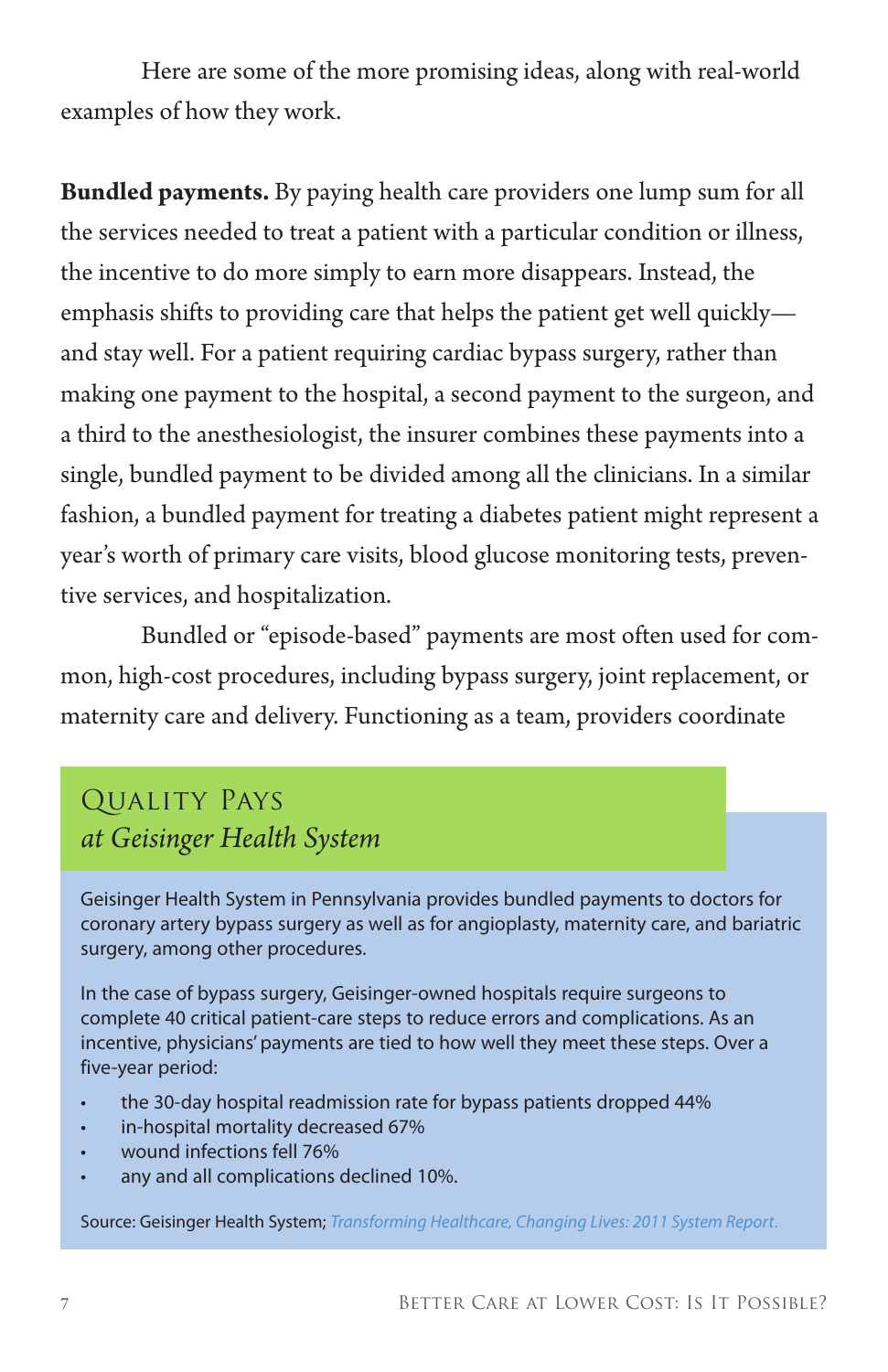Here are some of the more promising ideas, along with real-world examples of how they work.

**Bundled payments.** By paying health care providers one lump sum for all the services needed to treat a patient with a particular condition or illness, the incentive to do more simply to earn more disappears. Instead, the emphasis shifts to providing care that helps the patient get well quickly—and stay well. For a patient requiring cardiac bypass surgery, rather than making one payment to the hospital, a second payment to the surgeon, and a third to the anesthesiologist, the insurer combines these payments into a single, bundled payment to be divided among all the clinicians. In a similar fashion, a bundled payment for treating a diabetes patient might represent a year's worth of primary care visits, blood glucose monitoring tests, preventive services, and hospitalization.

Bundled or "episode-based" payments are most often used for common, high-cost procedures, including bypass surgery, joint replacement, or maternity care and delivery. Functioning as a team, providers coordinate

## Quality Pays *at Geisinger Health System*

Geisinger Health System in Pennsylvania provides bundled payments to doctors for coronary artery bypass surgery as well as for angioplasty, maternity care, and bariatric surgery, among other procedures.

In the case of bypass surgery, Geisinger-owned hospitals require surgeons to complete 40 critical patient-care steps to reduce errors and complications. As an incentive, physicians' payments are tied to how well they meet these steps. Over a five-year period:

- the 30-day hospital readmission rate for bypass patients dropped 44%
- in-hospital mortality decreased 67%
- wound infections fell 76%
- any and all complications declined 10%.

Source: Geisinger Health System; *Transforming Healthcare, Changing Lives: 2011 System Report.*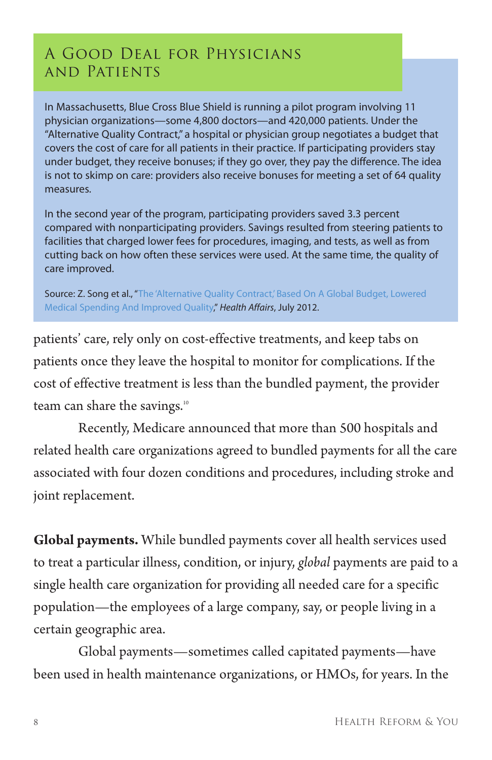## A Good Deal for Physicians and Patients

In Massachusetts, Blue Cross Blue Shield is running a pilot program involving 11 physician organizations—some 4,800 doctors—and 420,000 patients. Under the "Alternative Quality Contract," a hospital or physician group negotiates a budget that covers the cost of care for all patients in their practice. If participating providers stay under budget, they receive bonuses; if they go over, they pay the difference. The idea is not to skimp on care: providers also receive bonuses for meeting a set of 64 quality measures.

In the second year of the program, participating providers saved 3.3 percent compared with nonparticipating providers. Savings resulted from steering patients to facilities that charged lower fees for procedures, imaging, and tests, as well as from cutting back on how often these services were used. At the same time, the quality of care improved.

Source: Z. Song et al., "The 'Alternative Quality Contract,' Based On A Global Budget, Lowered Medical Spending And Improved Quality," *Health Affairs*, July 2012.

patients' care, rely only on cost-effective treatments, and keep tabs on patients once they leave the hospital to monitor for complications. If the cost of effective treatment is less than the bundled payment, the provider team can share the savings.[10]

Recently, Medicare announced that more than 500 hospitals and related health care organizations agreed to bundled payments for all the care associated with four dozen conditions and procedures, including stroke and joint replacement.

**Global payments.** While bundled payments cover all health services used to treat a particular illness, condition, or injury, *global* payments are paid to a single health care organization for providing all needed care for a specific population—the employees of a large company, say, or people living in a certain geographic area.

Global payments—sometimes called capitated payments—have been used in health maintenance organizations, or HMOs, for years. In the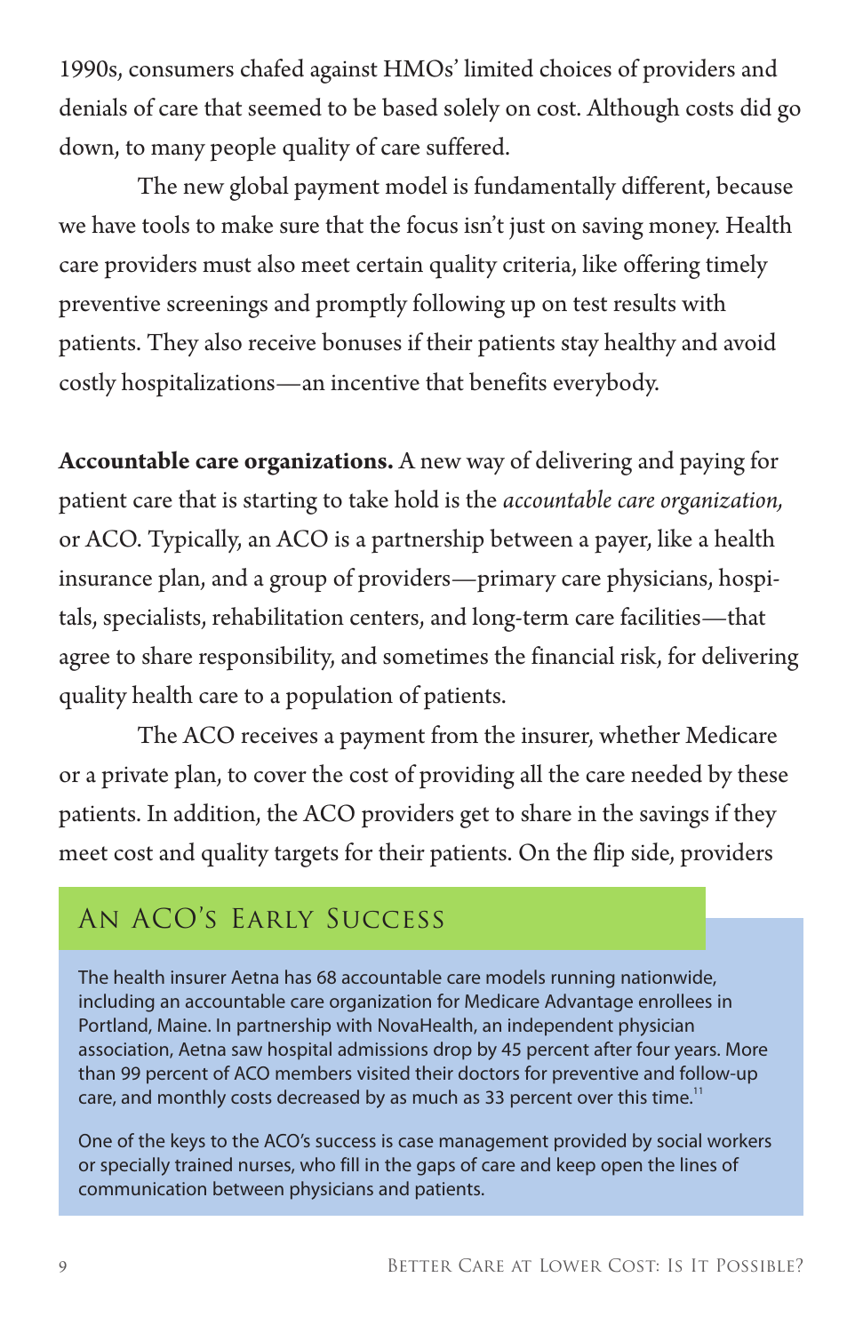1990s, consumers chafed against HMOs' limited choices of providers and denials of care that seemed to be based solely on cost. Although costs did go down, to many people quality of care suffered.

The new global payment model is fundamentally different, because we have tools to make sure that the focus isn't just on saving money. Health care providers must also meet certain quality criteria, like offering timely preventive screenings and promptly following up on test results with patients. They also receive bonuses if their patients stay healthy and avoid costly hospitalizations—an incentive that benefits everybody.

**Accountable care organizations.** A new way of delivering and paying for patient care that is starting to take hold is the *accountable care organization,* or ACO. Typically, an ACO is a partnership between a payer, like a health insurance plan, and a group of providers—primary care physicians, hospitals, specialists, rehabilitation centers, and long-term care facilities—that agree to share responsibility, and sometimes the financial risk, for delivering quality health care to a population of patients.

The ACO receives a payment from the insurer, whether Medicare or a private plan, to cover the cost of providing all the care needed by these patients. In addition, the ACO providers get to share in the savings if they meet cost and quality targets for their patients. On the flip side, providers

## An ACO's Early Success

The health insurer Aetna has 68 accountable care models running nationwide, including an accountable care organization for Medicare Advantage enrollees in Portland, Maine. In partnership with NovaHealth, an independent physician association, Aetna saw hospital admissions drop by 45 percent after four years. More than 99 percent of ACO members visited their doctors for preventive and follow-up care, and monthly costs decreased by as much as 33 percent over this time.[11]

One of the keys to the ACO's success is case management provided by social workers or specially trained nurses, who fill in the gaps of care and keep open the lines of communication between physicians and patients.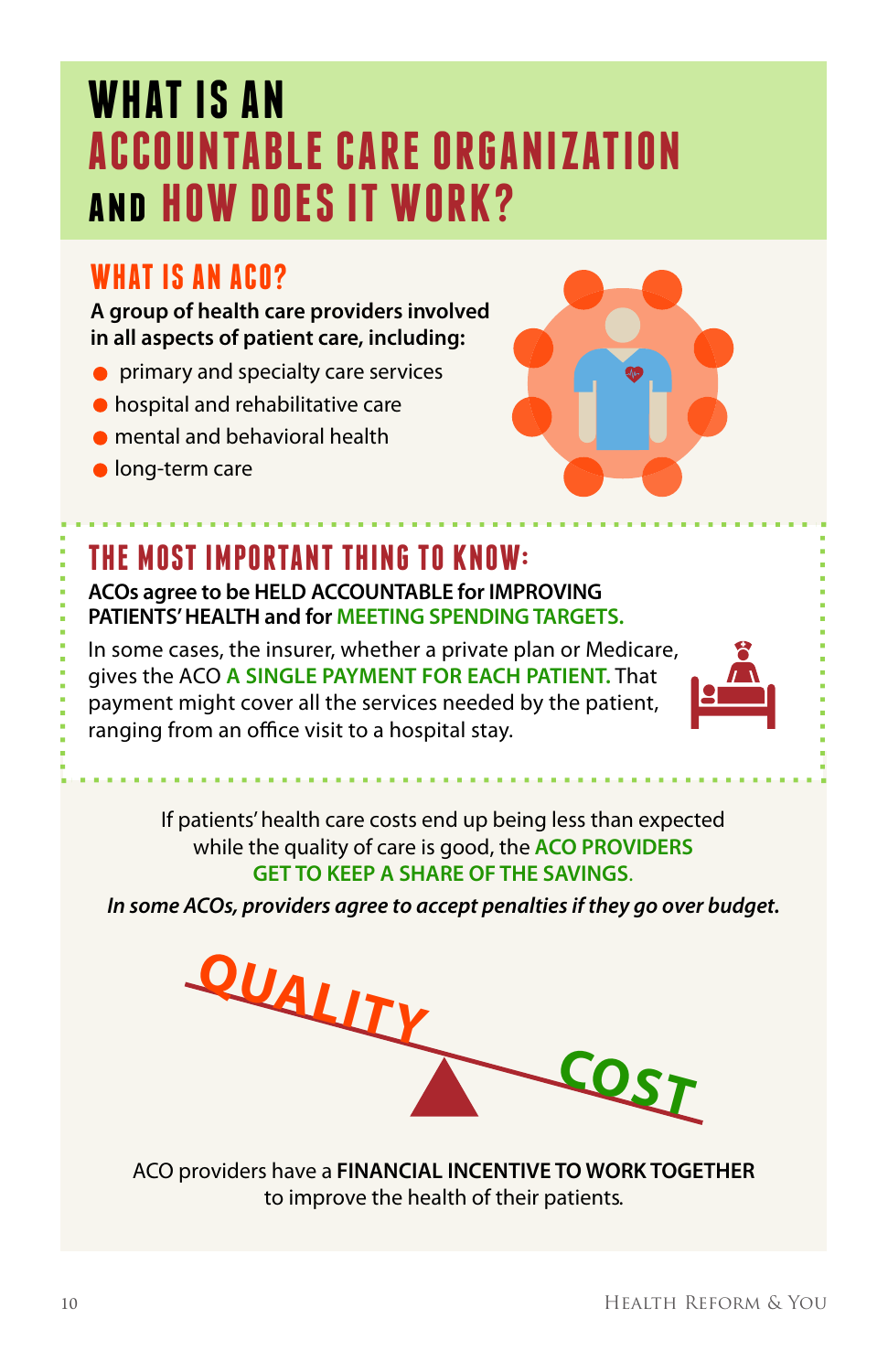# WHAT IS AN ACCOUNTABLE CARE ORGANIZATION AND HOW DOES IT WORK?

## WHAT IS AN ACO?

**A group of health care providers involved in all aspects of patient care, including:**

- primary and specialty care services
- hospital and rehabilitative care
- mental and behavioral health
- long-term care

## THE MOST IMPORTANT THING TO KNOW:

**ACOs agree to be HELD ACCOUNTABLE for IMPROVING PATIENTS' HEALTH and for MEETING SPENDING TARGETS.**

In some cases, the insurer, whether a private plan or Medicare, gives the ACO **A SINGLE PAYMENT FOR EACH PATIENT.** That payment might cover all the services needed by the patient, ranging from an office visit to a hospital stay.

If patients' health care costs end up being less than expected while the quality of care is good, the **ACO PROVIDERS GET TO KEEP A SHARE OF THE SAVINGS.**

***In some ACOs, providers agree to accept penalties if they go over budget.***

QUALITY

COST

ACO providers have a **FINANCIAL INCENTIVE TO WORK TOGETHER** to improve the health of their patients.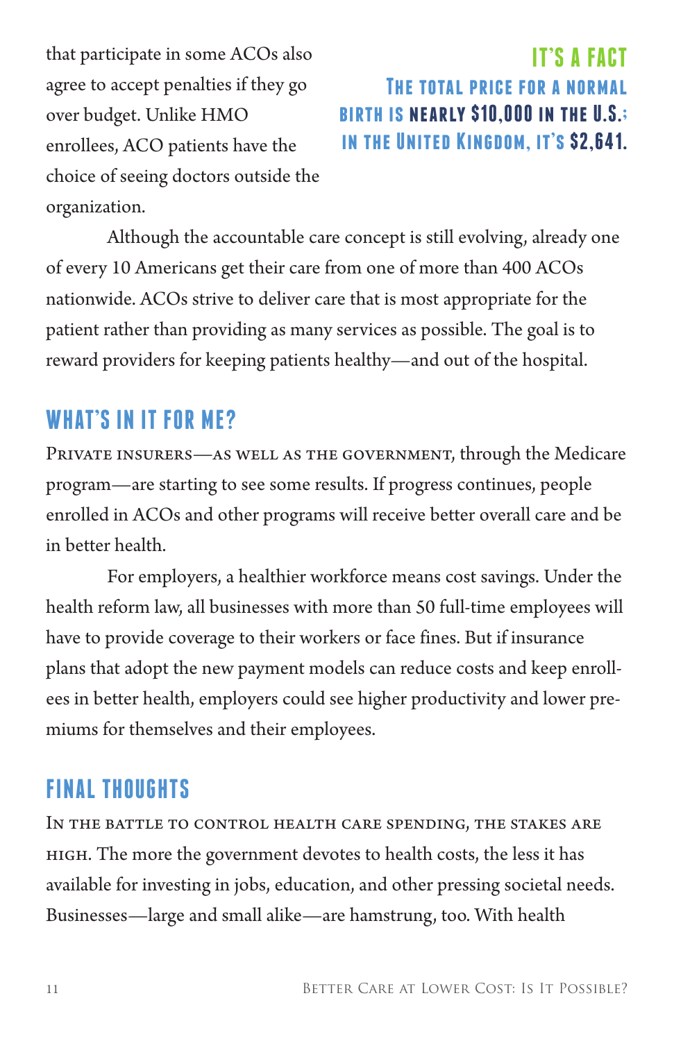that participate in some ACOs also agree to accept penalties if they go over budget. Unlike HMO enrollees, ACO patients have the choice of seeing doctors outside the organization.

> **IT'S A FACT**
>
> The total price for a normal birth is **nearly $10,000** in the U.S.; in the United Kingdom, it's **$2,641.**

Although the accountable care concept is still evolving, already one of every 10 Americans get their care from one of more than 400 ACOs nationwide. ACOs strive to deliver care that is most appropriate for the patient rather than providing as many services as possible. The goal is to reward providers for keeping patients healthy—and out of the hospital.

## WHAT'S IN IT FOR ME?

Private insurers—as well as the government, through the Medicare program—are starting to see some results. If progress continues, people enrolled in ACOs and other programs will receive better overall care and be in better health.

For employers, a healthier workforce means cost savings. Under the health reform law, all businesses with more than 50 full-time employees will have to provide coverage to their workers or face fines. But if insurance plans that adopt the new payment models can reduce costs and keep enrollees in better health, employers could see higher productivity and lower premiums for themselves and their employees.

## FINAL THOUGHTS

In the battle to control health care spending, the stakes are high. The more the government devotes to health costs, the less it has available for investing in jobs, education, and other pressing societal needs. Businesses—large and small alike—are hamstrung, too. With health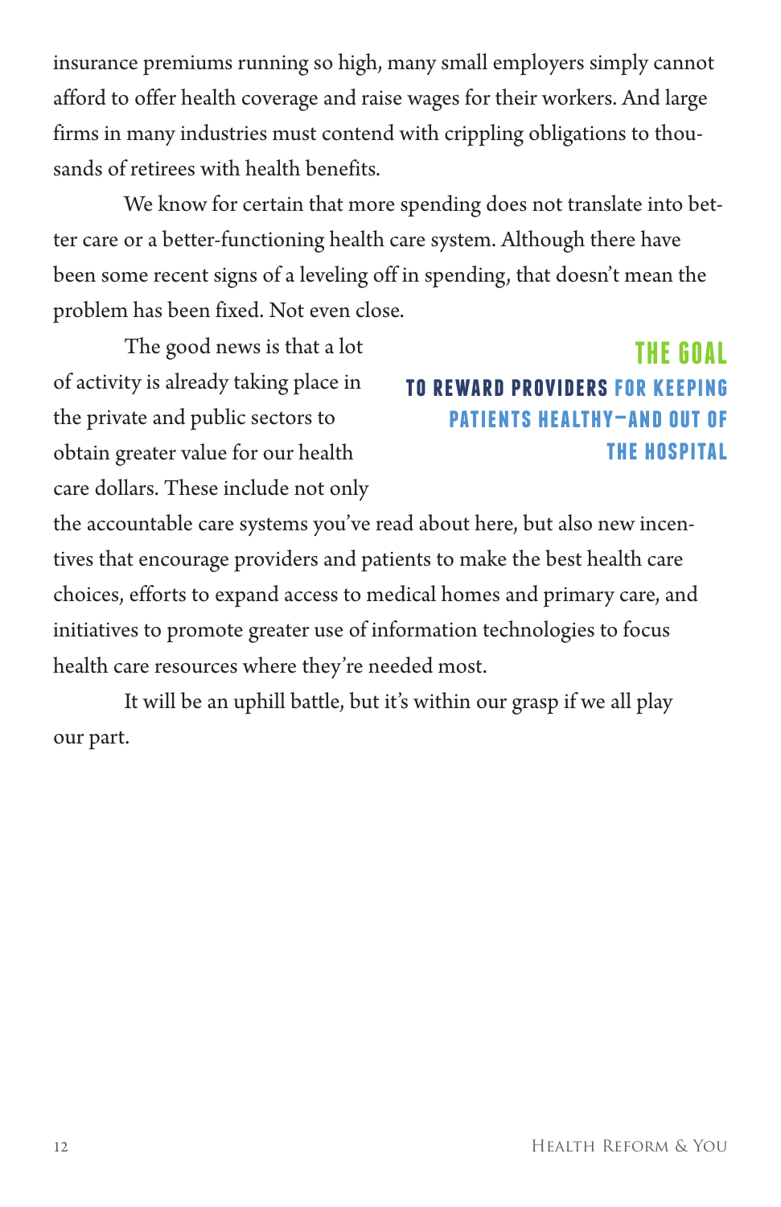insurance premiums running so high, many small employers simply cannot afford to offer health coverage and raise wages for their workers. And large firms in many industries must contend with crippling obligations to thousands of retirees with health benefits.

We know for certain that more spending does not translate into better care or a better-functioning health care system. Although there have been some recent signs of a leveling off in spending, that doesn't mean the problem has been fixed. Not even close.

> **THE GOAL**
> **TO REWARD PROVIDERS FOR KEEPING PATIENTS HEALTHY—AND OUT OF THE HOSPITAL**

The good news is that a lot of activity is already taking place in the private and public sectors to obtain greater value for our health care dollars. These include not only the accountable care systems you've read about here, but also new incentives that encourage providers and patients to make the best health care choices, efforts to expand access to medical homes and primary care, and initiatives to promote greater use of information technologies to focus health care resources where they're needed most.

It will be an uphill battle, but it's within our grasp if we all play our part.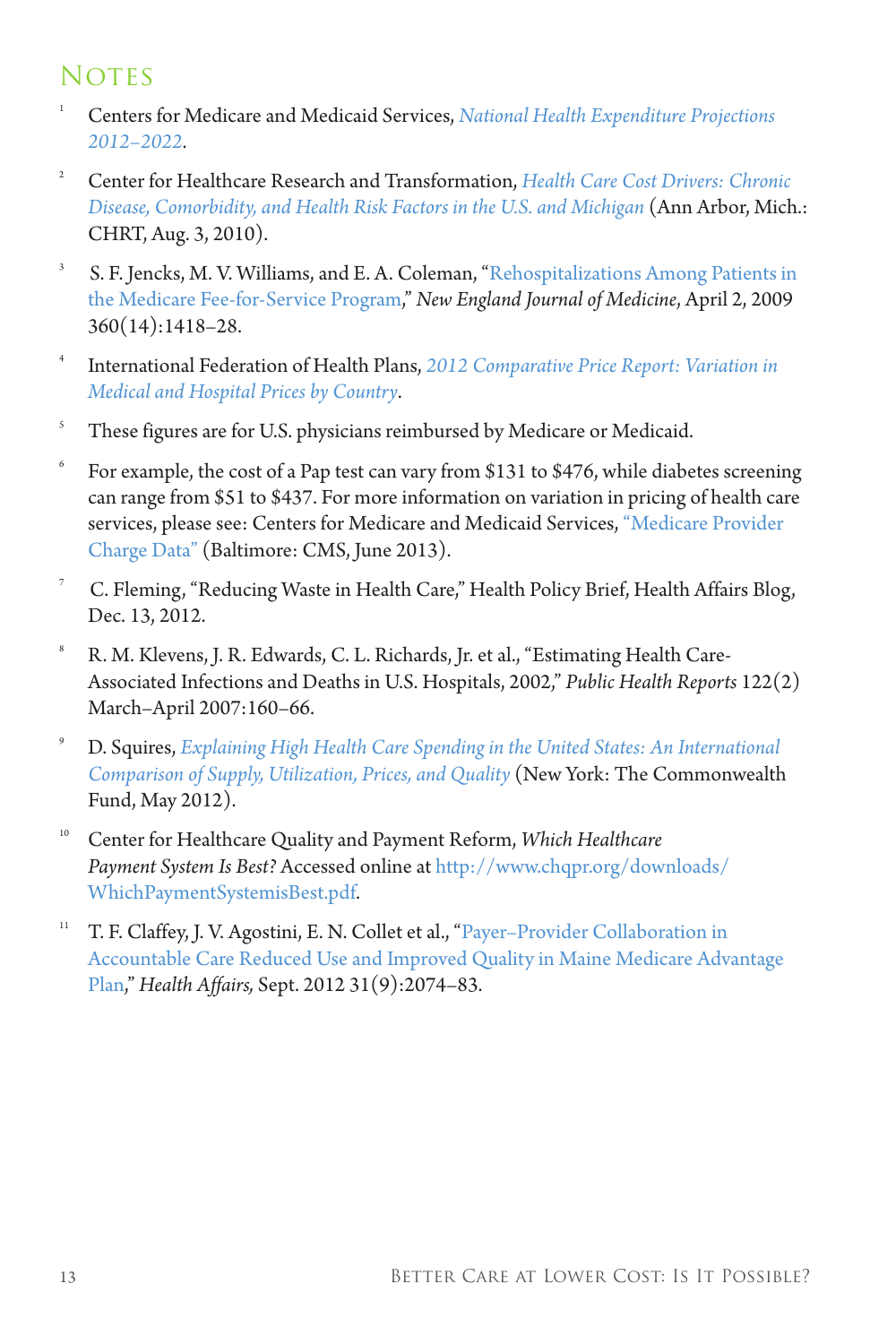## Notes

1. Centers for Medicare and Medicaid Services, *National Health Expenditure Projections 2012–2022*.

2. Center for Healthcare Research and Transformation, *Health Care Cost Drivers: Chronic Disease, Comorbidity, and Health Risk Factors in the U.S. and Michigan* (Ann Arbor, Mich.: CHRT, Aug. 3, 2010).

3. S. F. Jencks, M. V. Williams, and E. A. Coleman, "Rehospitalizations Among Patients in the Medicare Fee-for-Service Program," *New England Journal of Medicine*, April 2, 2009 360(14):1418–28.

4. International Federation of Health Plans, *2012 Comparative Price Report: Variation in Medical and Hospital Prices by Country*.

5. These figures are for U.S. physicians reimbursed by Medicare or Medicaid.

6. For example, the cost of a Pap test can vary from $131 to $476, while diabetes screening can range from $51 to $437. For more information on variation in pricing of health care services, please see: Centers for Medicare and Medicaid Services, "Medicare Provider Charge Data" (Baltimore: CMS, June 2013).

7. C. Fleming, "Reducing Waste in Health Care," Health Policy Brief, Health Affairs Blog, Dec. 13, 2012.

8. R. M. Klevens, J. R. Edwards, C. L. Richards, Jr. et al., "Estimating Health Care-Associated Infections and Deaths in U.S. Hospitals, 2002," *Public Health Reports* 122(2) March–April 2007:160–66.

9. D. Squires, *Explaining High Health Care Spending in the United States: An International Comparison of Supply, Utilization, Prices, and Quality* (New York: The Commonwealth Fund, May 2012).

10. Center for Healthcare Quality and Payment Reform, *Which Healthcare Payment System Is Best?* Accessed online at http://www.chqpr.org/downloads/WhichPaymentSystemisBest.pdf.

11. T. F. Claffey, J. V. Agostini, E. N. Collet et al., "Payer–Provider Collaboration in Accountable Care Reduced Use and Improved Quality in Maine Medicare Advantage Plan," *Health Affairs,* Sept. 2012 31(9):2074–83.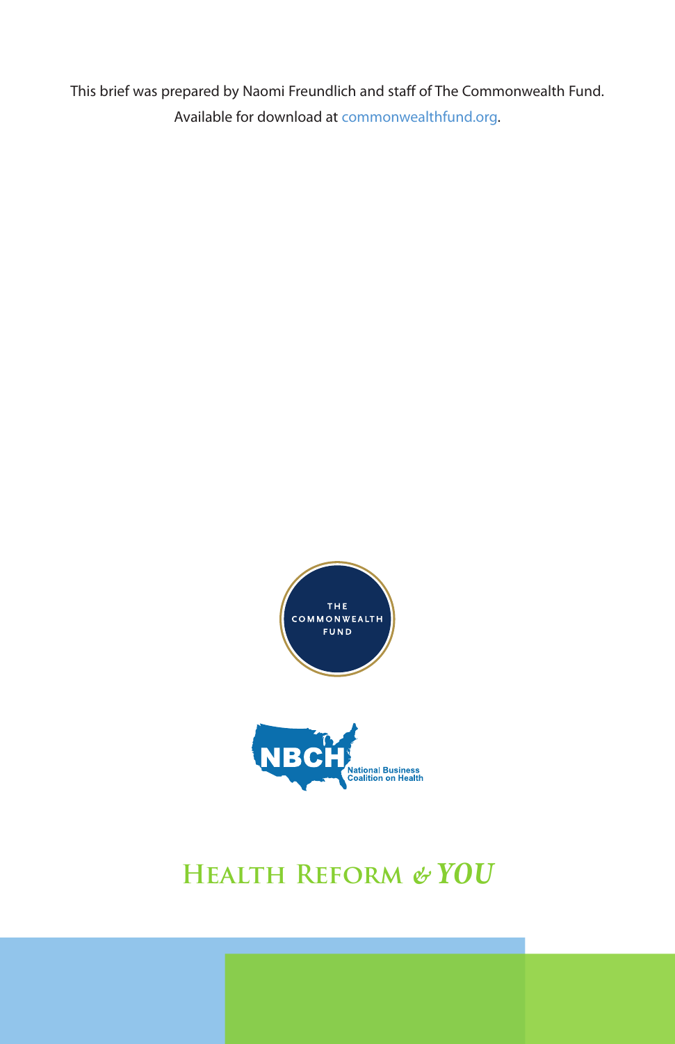This brief was prepared by Naomi Freundlich and staff of The Commonwealth Fund.
Available for download at commonwealthfund.org.

THE COMMONWEALTH FUND

NBCH National Business Coalition on Health

HEALTH REFORM & YOU